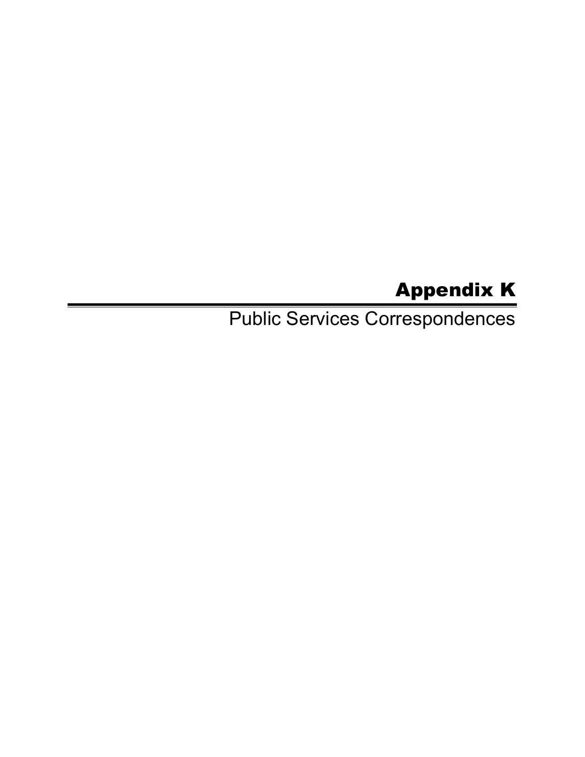# Appendix K

## Public Services Correspondences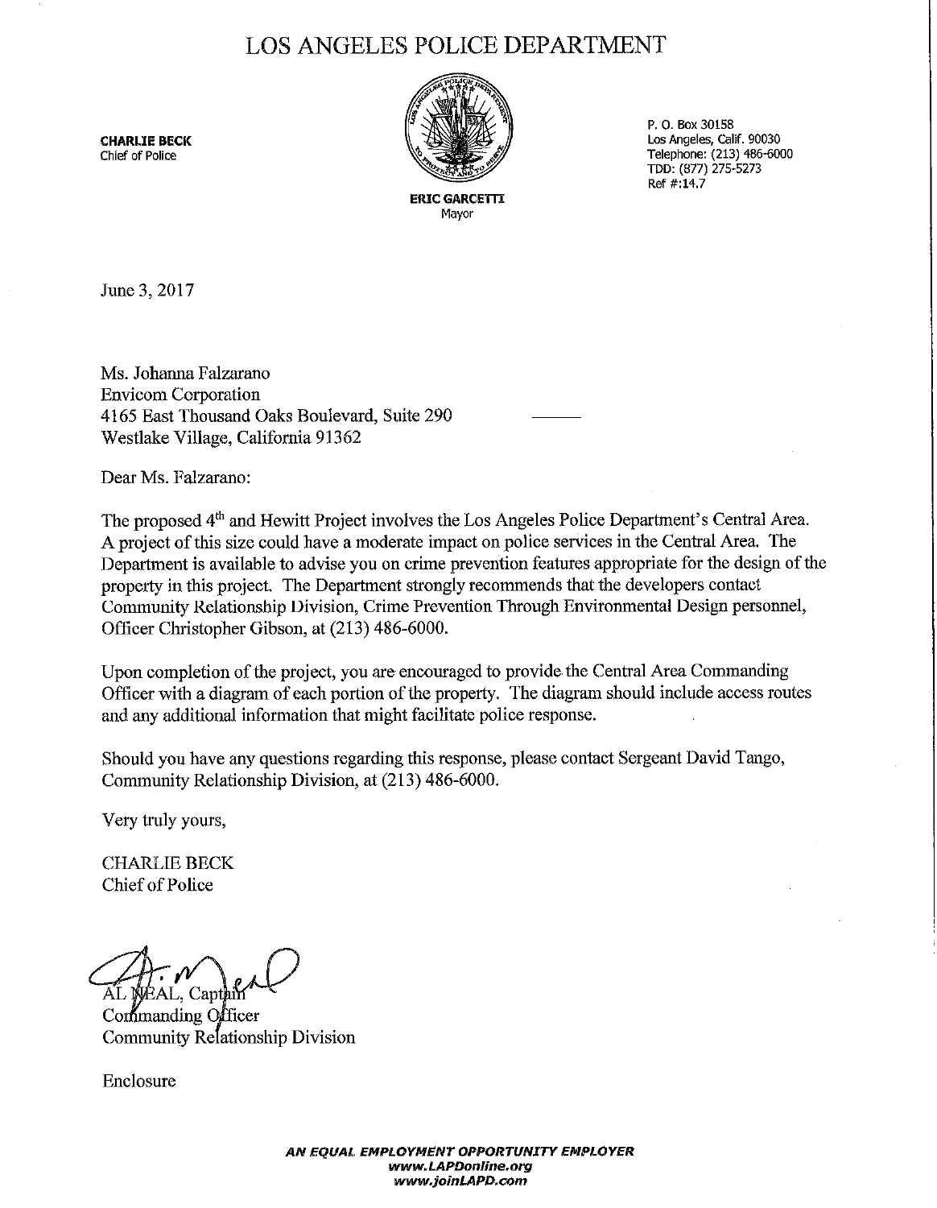# LOS ANGELES POLICE DEPARTMENT

**CHARLIE BECK**
Chief of Police

**ERIC GARCETTI**
Mayor

P. O. Box 30158
Los Angeles, Calif. 90030
Telephone: (213) 486-6000
TDD: (877) 275-5273
Ref #:14.7

June 3, 2017

Ms. Johanna Falzarano
Envicom Corporation
4165 East Thousand Oaks Boulevard, Suite 290
Westlake Village, California 91362

Dear Ms. Falzarano:

The proposed 4th and Hewitt Project involves the Los Angeles Police Department's Central Area. A project of this size could have a moderate impact on police services in the Central Area. The Department is available to advise you on crime prevention features appropriate for the design of the property in this project. The Department strongly recommends that the developers contact Community Relationship Division, Crime Prevention Through Environmental Design personnel, Officer Christopher Gibson, at (213) 486-6000.

Upon completion of the project, you are encouraged to provide the Central Area Commanding Officer with a diagram of each portion of the property. The diagram should include access routes and any additional information that might facilitate police response.

Should you have any questions regarding this response, please contact Sergeant David Tango, Community Relationship Division, at (213) 486-6000.

Very truly yours,

CHARLIE BECK
Chief of Police

AL NEAL, Captain
Commanding Officer
Community Relationship Division

Enclosure

***AN EQUAL EMPLOYMENT OPPORTUNITY EMPLOYER***
***www.LAPDonline.org***
***www.joinLAPD.com***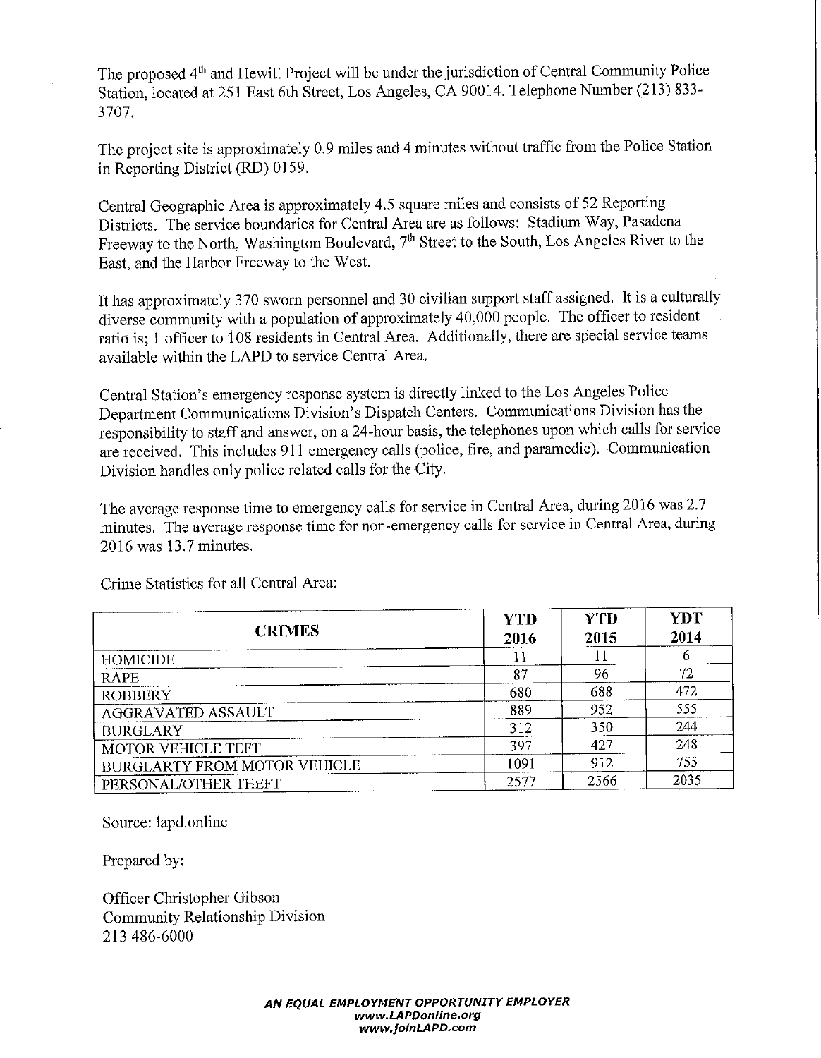The proposed 4th and Hewitt Project will be under the jurisdiction of Central Community Police Station, located at 251 East 6th Street, Los Angeles, CA 90014. Telephone Number (213) 833-3707.

The project site is approximately 0.9 miles and 4 minutes without traffic from the Police Station in Reporting District (RD) 0159.

Central Geographic Area is approximately 4.5 square miles and consists of 52 Reporting Districts. The service boundaries for Central Area are as follows: Stadium Way, Pasadena Freeway to the North, Washington Boulevard, 7th Street to the South, Los Angeles River to the East, and the Harbor Freeway to the West.

It has approximately 370 sworn personnel and 30 civilian support staff assigned. It is a culturally diverse community with a population of approximately 40,000 people. The officer to resident ratio is; 1 officer to 108 residents in Central Area. Additionally, there are special service teams available within the LAPD to service Central Area.

Central Station's emergency response system is directly linked to the Los Angeles Police Department Communications Division's Dispatch Centers. Communications Division has the responsibility to staff and answer, on a 24-hour basis, the telephones upon which calls for service are received. This includes 911 emergency calls (police, fire, and paramedic). Communication Division handles only police related calls for the City.

The average response time to emergency calls for service in Central Area, during 2016 was 2.7 minutes. The average response time for non-emergency calls for service in Central Area, during 2016 was 13.7 minutes.

Crime Statistics for all Central Area:

| CRIMES | YTD 2016 | YTD 2015 | YDT 2014 |
|---|---|---|---|
| HOMICIDE | 11 | 11 | 6 |
| RAPE | 87 | 96 | 72 |
| ROBBERY | 680 | 688 | 472 |
| AGGRAVATED ASSAULT | 889 | 952 | 555 |
| BURGLARY | 312 | 350 | 244 |
| MOTOR VEHICLE TEFT | 397 | 427 | 248 |
| BURGLARTY FROM MOTOR VEHICLE | 1091 | 912 | 755 |
| PERSONAL/OTHER THEFT | 2577 | 2566 | 2035 |

Source: lapd.online

Prepared by:

Officer Christopher Gibson
Community Relationship Division
213 486-6000

***AN EQUAL EMPLOYMENT OPPORTUNITY EMPLOYER***
***www.LAPDonline.org***
***www.joinLAPD.com***